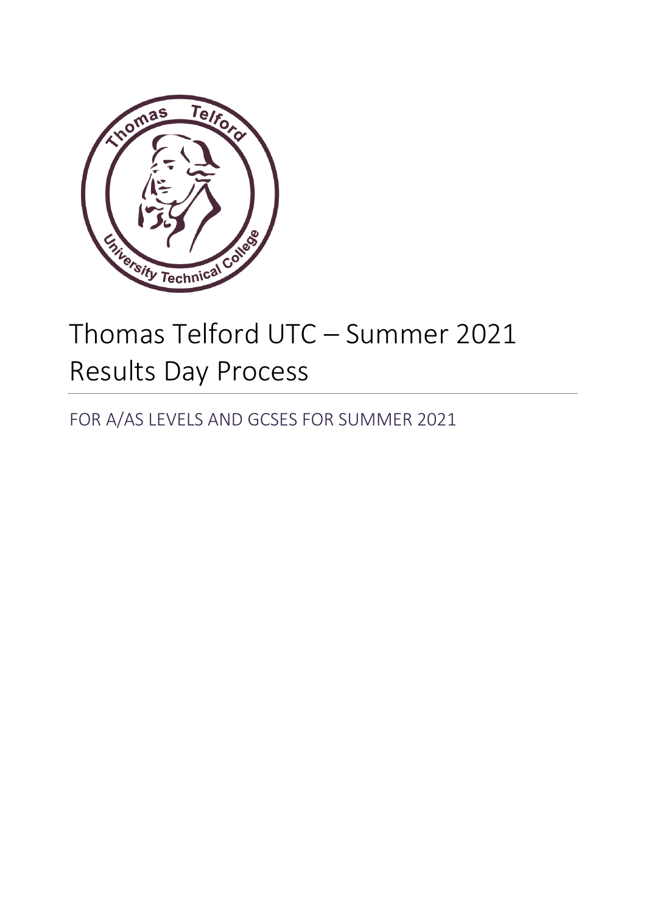# Thomas Telford UTC – Summer 2021 Results Day Process

FOR A/AS LEVELS AND GCSES FOR SUMMER 2021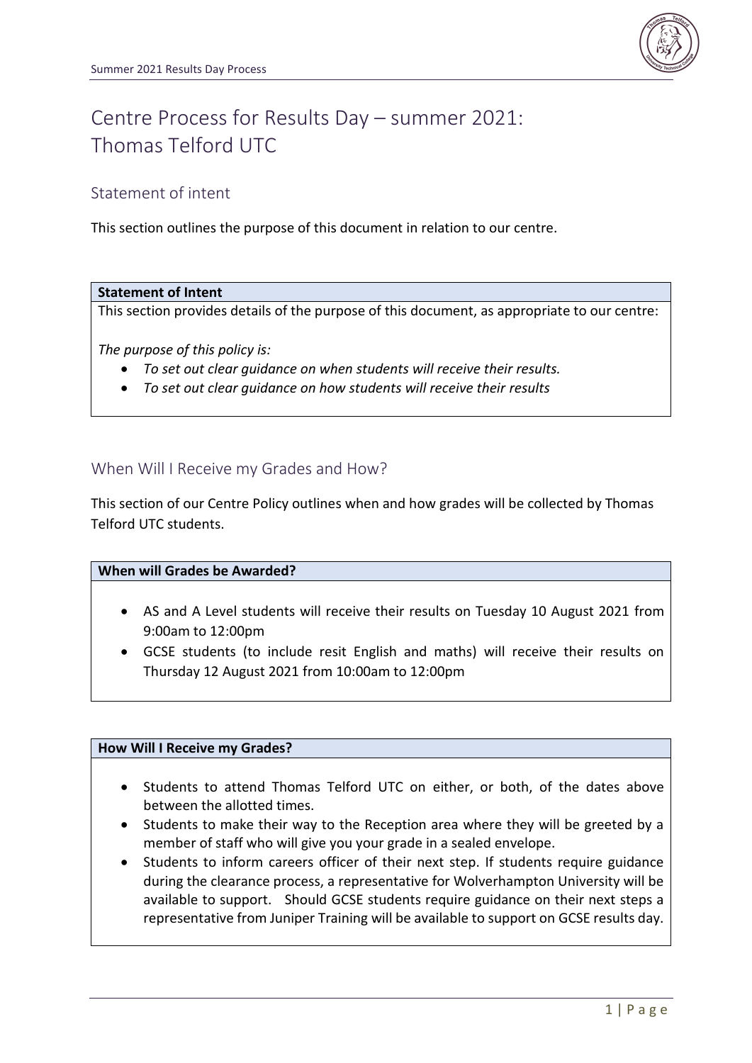# Centre Process for Results Day – summer 2021: Thomas Telford UTC

## Statement of intent

This section outlines the purpose of this document in relation to our centre.

| **Statement of Intent** |
| --- |
| This section provides details of the purpose of this document, as appropriate to our centre:<br><br>*The purpose of this policy is:*<br>• *To set out clear guidance on when students will receive their results.*<br>• *To set out clear guidance on how students will receive their results* |

## When Will I Receive my Grades and How?

This section of our Centre Policy outlines when and how grades will be collected by Thomas Telford UTC students.

| **When will Grades be Awarded?** |
| --- |
| • AS and A Level students will receive their results on Tuesday 10 August 2021 from 9:00am to 12:00pm<br>• GCSE students (to include resit English and maths) will receive their results on Thursday 12 August 2021 from 10:00am to 12:00pm |

| **How Will I Receive my Grades?** |
| --- |
| • Students to attend Thomas Telford UTC on either, or both, of the dates above between the allotted times.<br>• Students to make their way to the Reception area where they will be greeted by a member of staff who will give you your grade in a sealed envelope.<br>• Students to inform careers officer of their next step. If students require guidance during the clearance process, a representative for Wolverhampton University will be available to support. Should GCSE students require guidance on their next steps a representative from Juniper Training will be available to support on GCSE results day. |